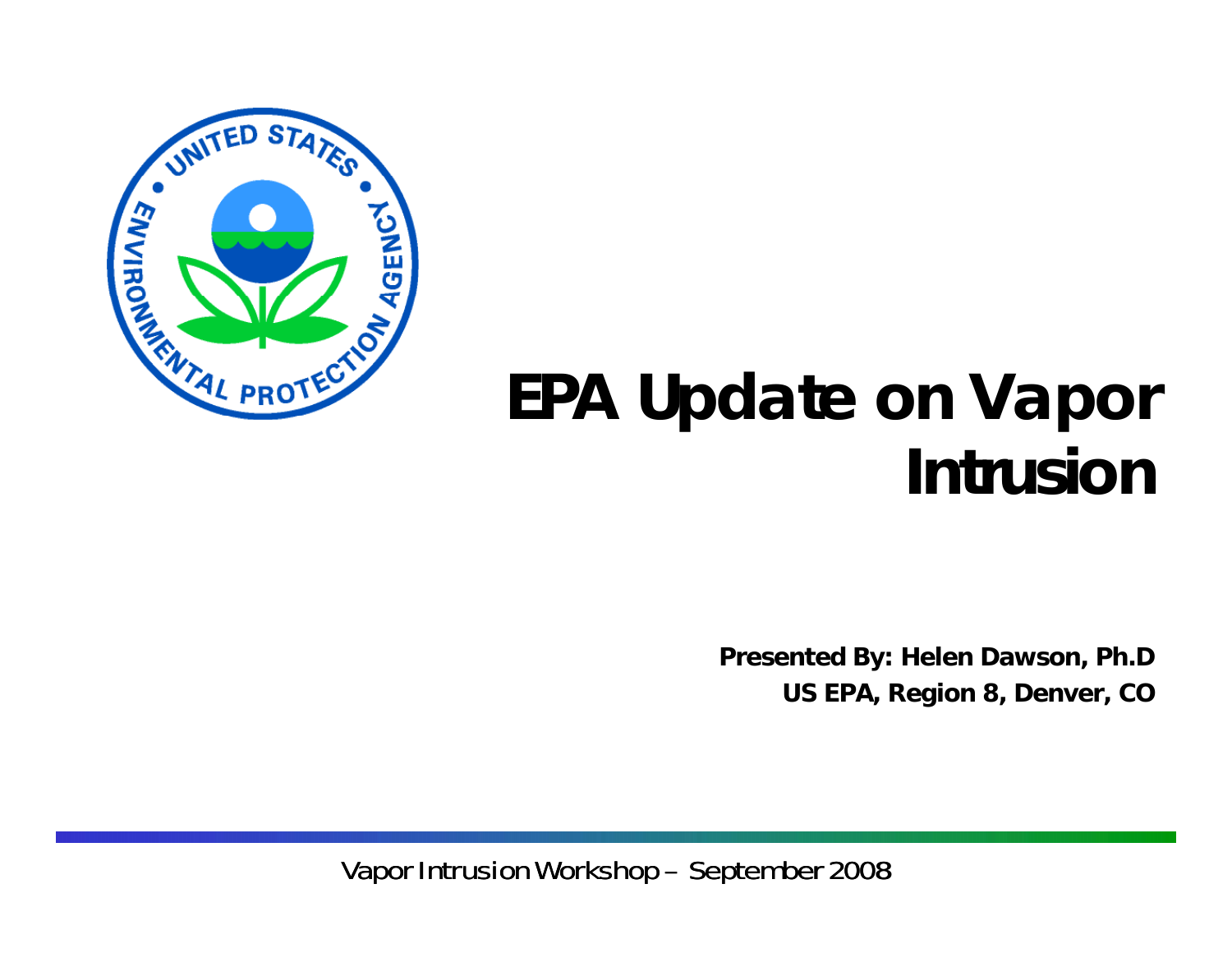# EPA Update on Vapor Intrusion

**Presented By: Helen Dawson, Ph.D**

**US EPA, Region 8, Denver, CO**

Vapor Intrusion Workshop – September 2008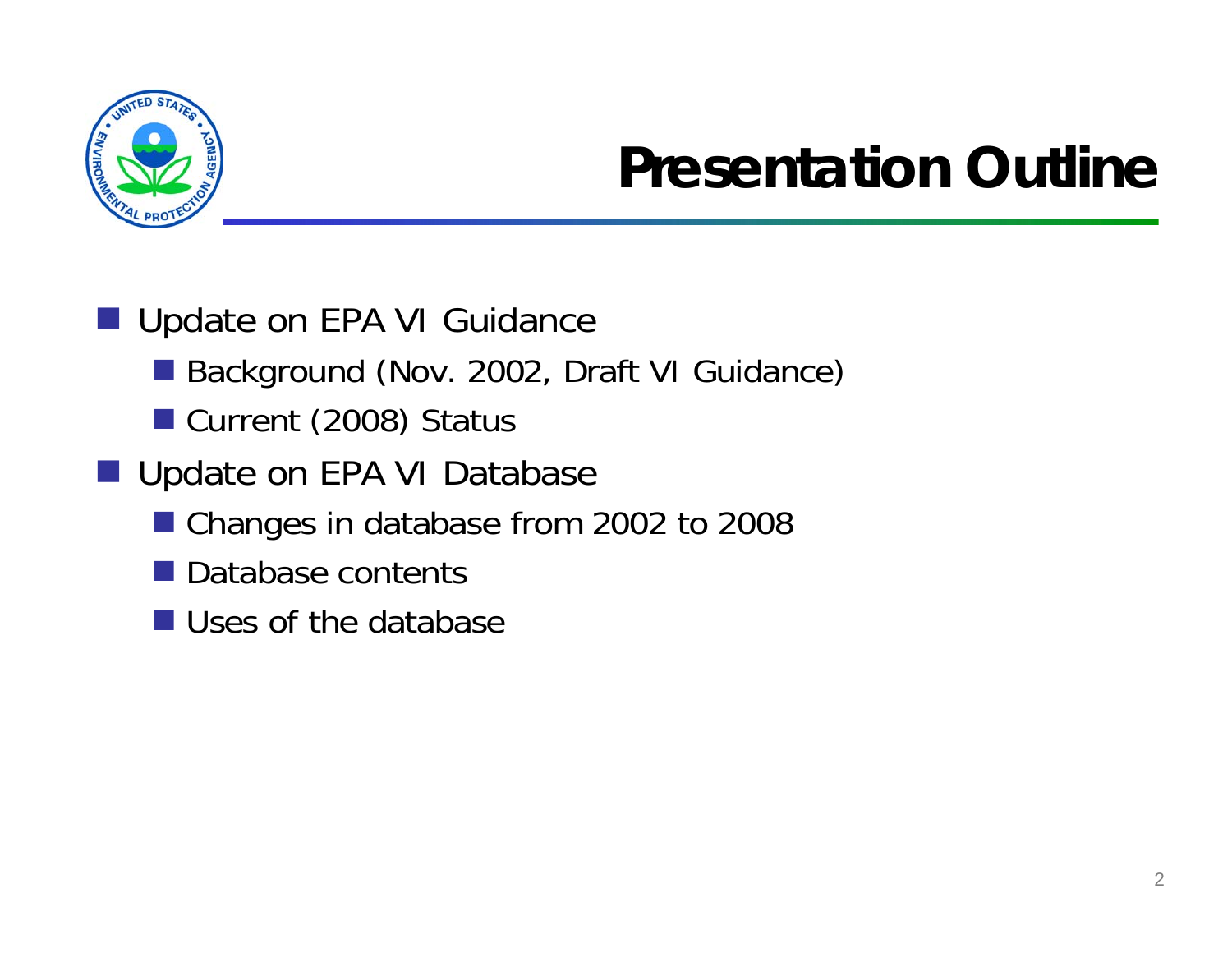# Presentation Outline

- Update on EPA VI Guidance
  - Background (Nov. 2002, Draft VI Guidance)
  - Current (2008) Status
- Update on EPA VI Database
  - Changes in database from 2002 to 2008
  - Database contents
  - Uses of the database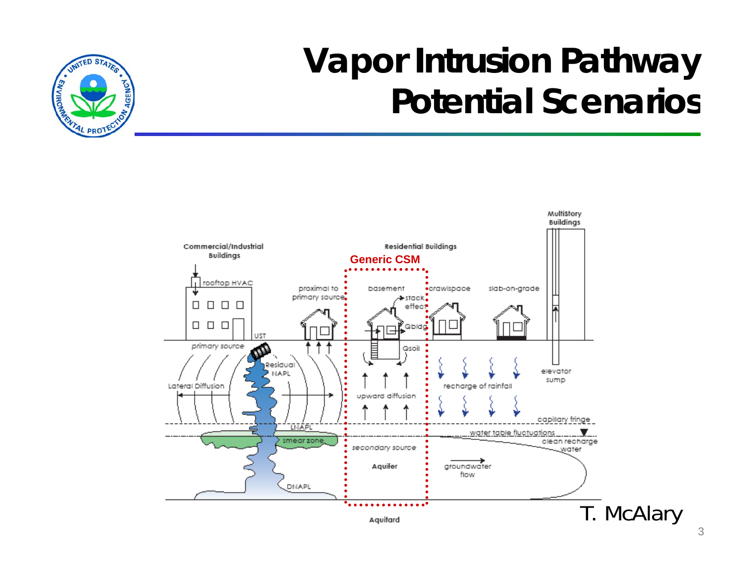# Vapor Intrusion Pathway Potential Scenarios

Commercial/Industrial Buildings

rooftop HVAC

UST

primary source

Residual NAPL

Lateral Diffusion

LNAPL

smear zone

DNAPL

proximal to primary source

Residential Buildings

Generic CSM

basement

stack effect

Qbldg

Qsoil

upward diffusion

secondary source

Aquifer

Aquitard

crawlspace

slab-on-grade

recharge of rainfall

capillary fringe

water table fluctuations

clean recharge water

groundwater flow

Multistory Buildings

elevator sump

T. McAlary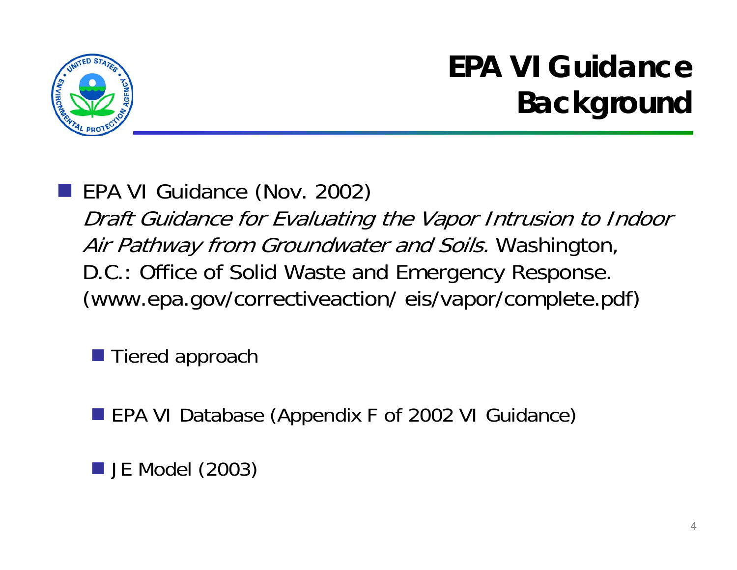# EPA VI Guidance Background

- EPA VI Guidance (Nov. 2002)
  *Draft Guidance for Evaluating the Vapor Intrusion to Indoor Air Pathway from Groundwater and Soils.* Washington, D.C.: Office of Solid Waste and Emergency Response. (www.epa.gov/correctiveaction/ eis/vapor/complete.pdf)

  - Tiered approach
  - EPA VI Database (Appendix F of 2002 VI Guidance)
  - JE Model (2003)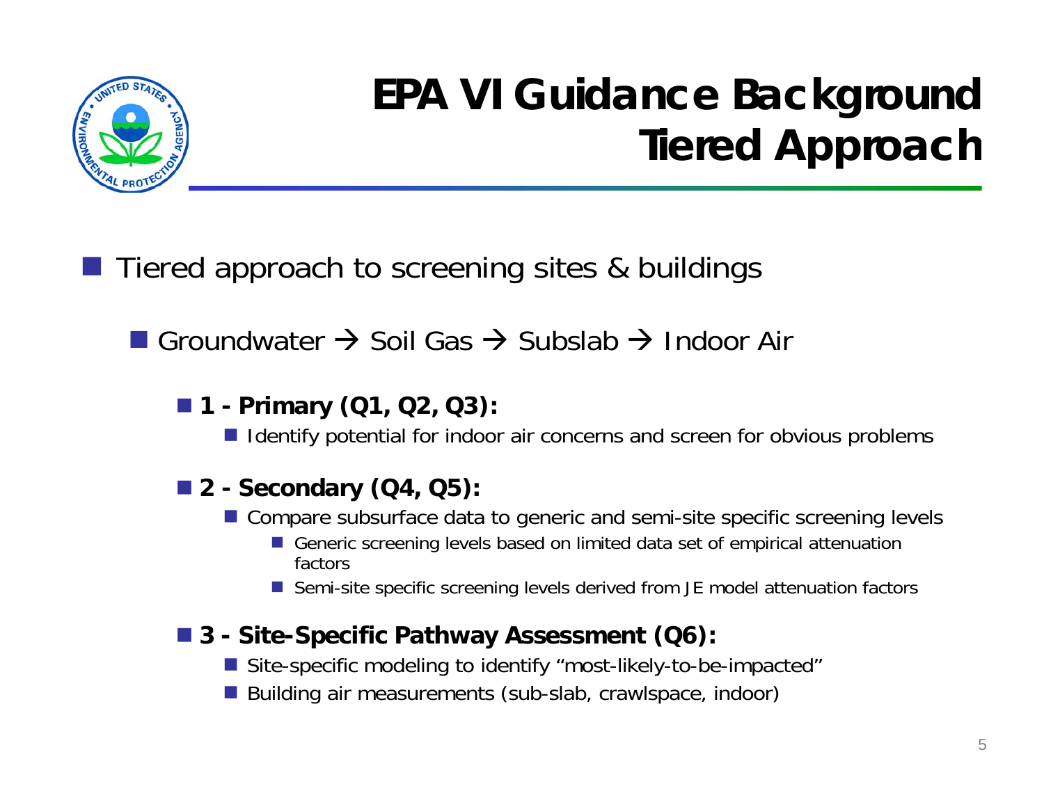# EPA VI Guidance Background Tiered Approach

- Tiered approach to screening sites & buildings
  - Groundwater → Soil Gas → Subslab → Indoor Air
    - **1 - Primary (Q1, Q2, Q3):**
      - Identify potential for indoor air concerns and screen for obvious problems
    - **2 - Secondary (Q4, Q5):**
      - Compare subsurface data to generic and semi-site specific screening levels
        - Generic screening levels based on limited data set of empirical attenuation factors
        - Semi-site specific screening levels derived from JE model attenuation factors
    - **3 - Site-Specific Pathway Assessment (Q6):**
      - Site-specific modeling to identify "most-likely-to-be-impacted"
      - Building air measurements (sub-slab, crawlspace, indoor)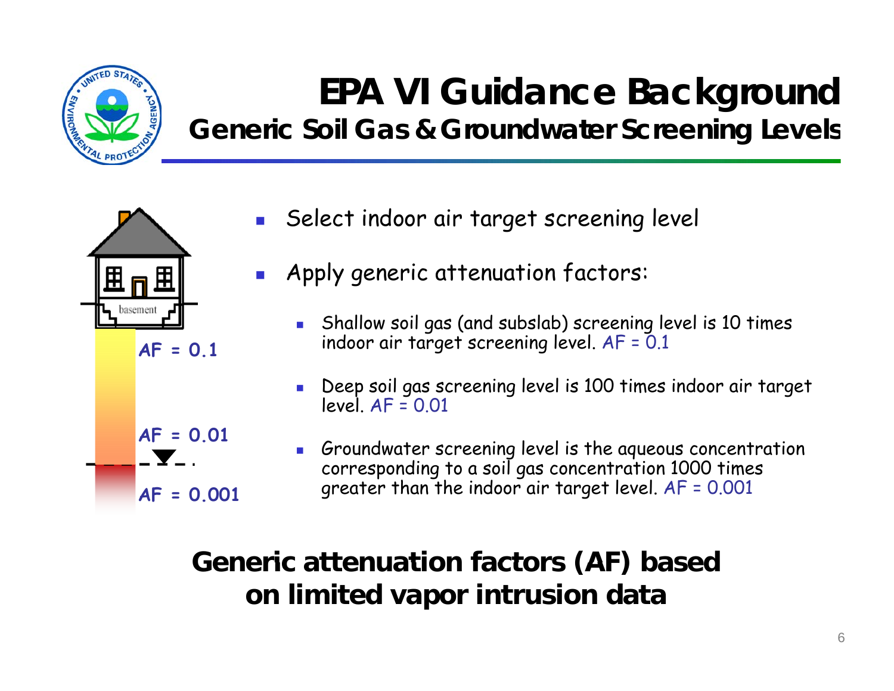# EPA VI Guidance Background

## Generic Soil Gas & Groundwater Screening Levels

- Select indoor air target screening level
- Apply generic attenuation factors:
  - Shallow soil gas (and subslab) screening level is 10 times indoor air target screening level. AF = 0.1
  - Deep soil gas screening level is 100 times indoor air target level. AF = 0.01
  - Groundwater screening level is the aqueous concentration corresponding to a soil gas concentration 1000 times greater than the indoor air target level. AF = 0.001

basement

AF = 0.1

AF = 0.01

AF = 0.001

**Generic attenuation factors (AF) based on limited vapor intrusion data**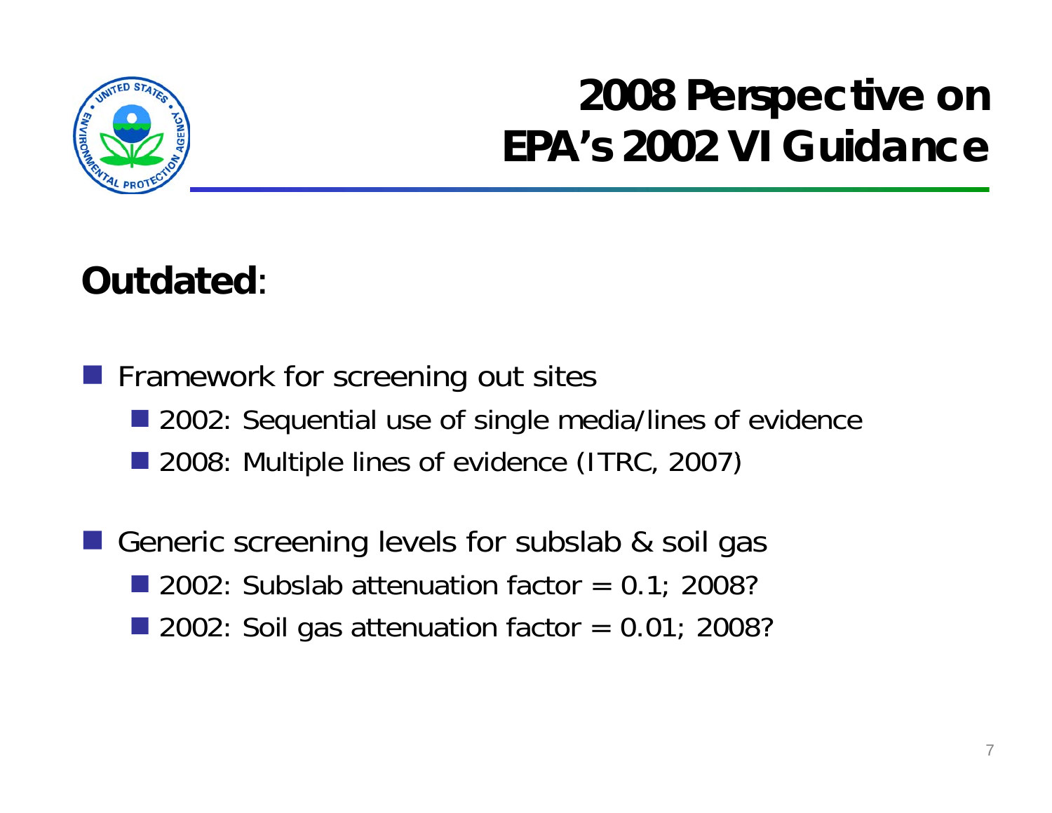# 2008 Perspective on EPA's 2002 VI Guidance

**Outdated**:

- Framework for screening out sites
  - 2002: Sequential use of single media/lines of evidence
  - 2008: Multiple lines of evidence (ITRC, 2007)
- Generic screening levels for subslab & soil gas
  - 2002: Subslab attenuation factor = 0.1; 2008?
  - 2002: Soil gas attenuation factor = 0.01; 2008?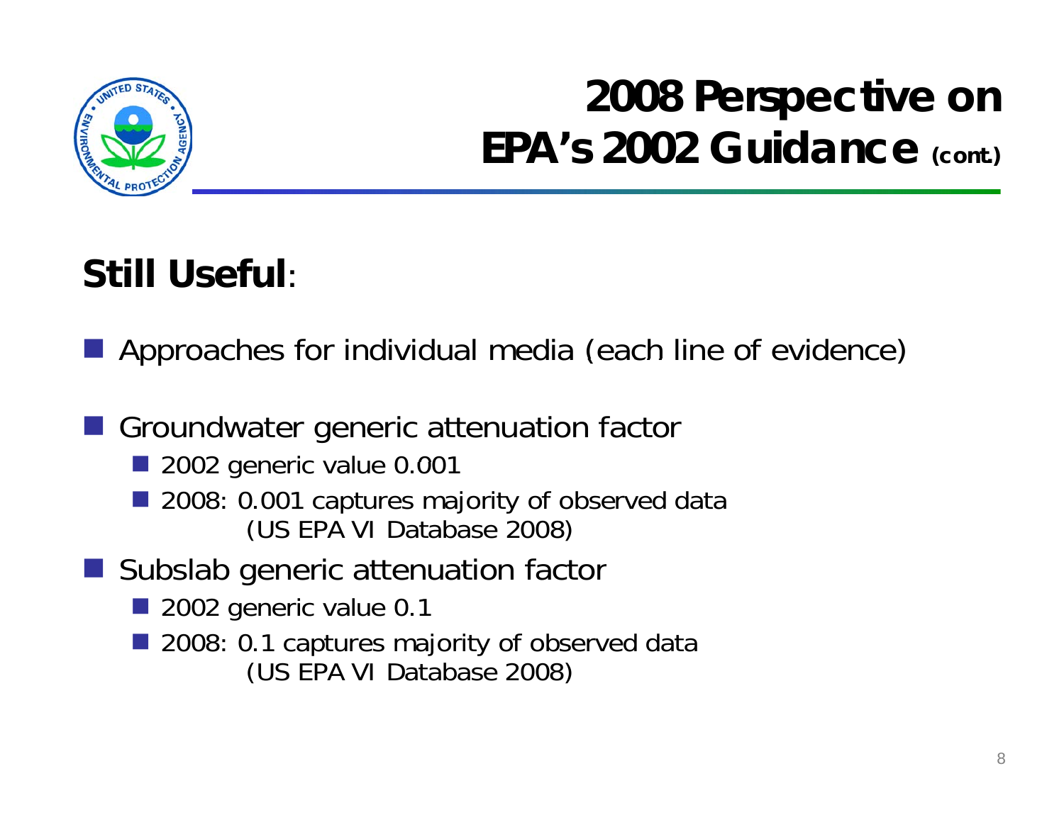# 2008 Perspective on EPA's 2002 Guidance *(cont.)*

## Still Useful:

- Approaches for individual media (each line of evidence)
- Groundwater generic attenuation factor
  - 2002 generic value 0.001
  - 2008: 0.001 captures majority of observed data (US EPA VI Database 2008)
- Subslab generic attenuation factor
  - 2002 generic value 0.1
  - 2008: 0.1 captures majority of observed data (US EPA VI Database 2008)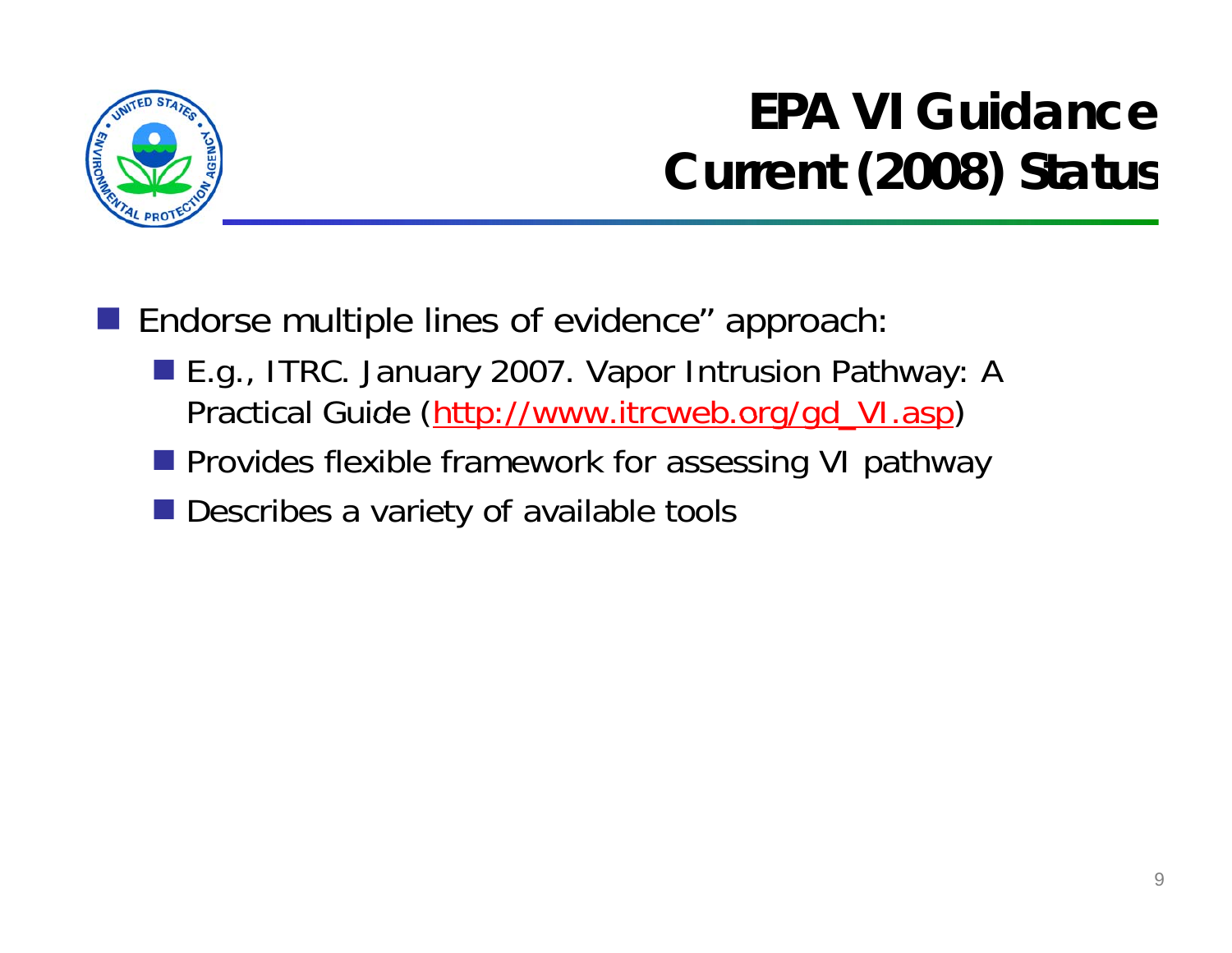# EPA VI Guidance Current (2008) Status

- Endorse multiple lines of evidence" approach:
  - E.g., ITRC. January 2007. Vapor Intrusion Pathway: A Practical Guide (http://www.itrcweb.org/gd_VI.asp)
  - Provides flexible framework for assessing VI pathway
  - Describes a variety of available tools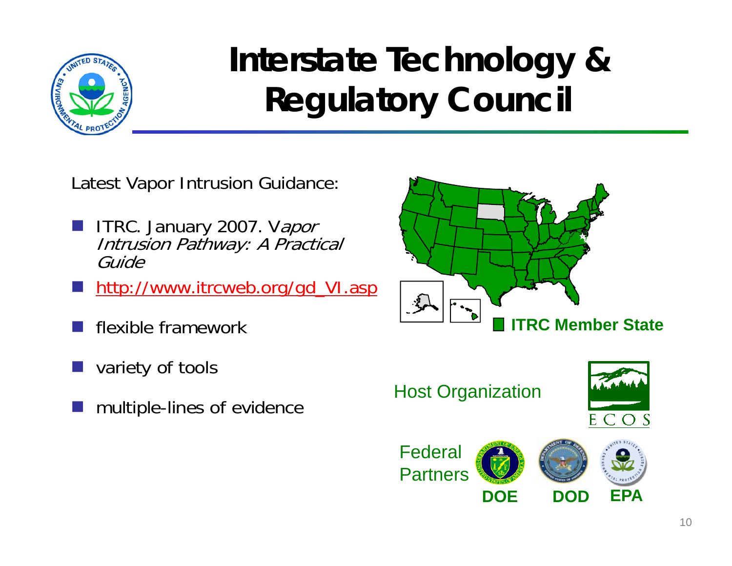# Interstate Technology & Regulatory Council

Latest Vapor Intrusion Guidance:

- ITRC. January 2007. *Vapor Intrusion Pathway: A Practical Guide*
- http://www.itrcweb.org/gd_VI.asp
- flexible framework
- variety of tools
- multiple-lines of evidence

**ITRC Member State**

Host Organization

ECOS

Federal Partners

**DOE** **DOD** **EPA**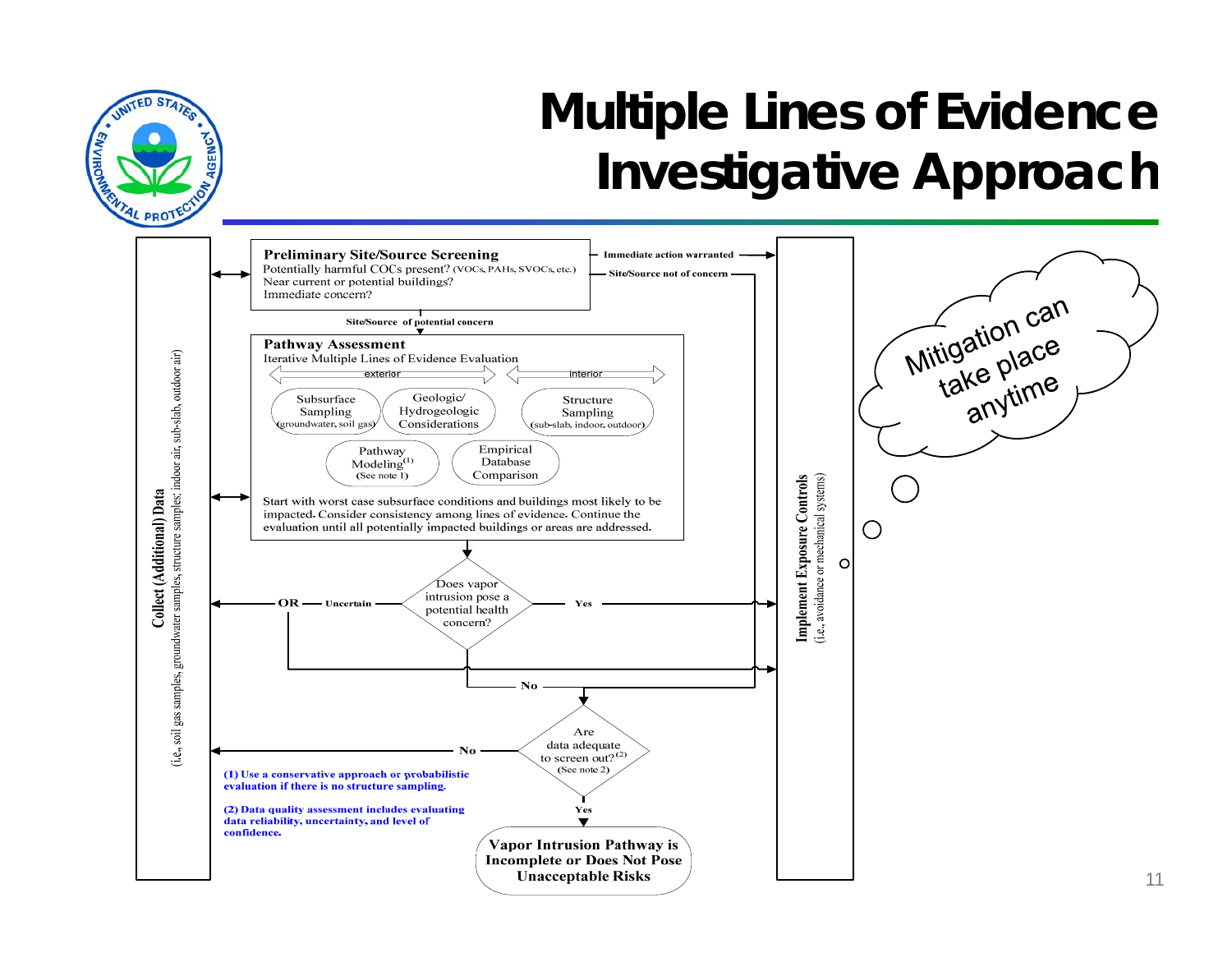# Multiple Lines of Evidence Investigative Approach

**Collect (Additional) Data**
(i.e., soil gas samples, groundwater samples, structure samples: indoor air, sub-slab, outdoor air)

**Preliminary Site/Source Screening**
Potentially harmful COCs present? (VOCs, PAHs, SVOCs, etc.)
Near current or potential buildings?
Immediate concern?

- Immediate action warranted → Implement Exposure Controls
- Site/Source not of concern →
- Site/Source of potential concern ↓

**Pathway Assessment**
Iterative Multiple Lines of Evidence Evaluation

exterior ↔ interior

- Subsurface Sampling (groundwater, soil gas)
- Geologic/ Hydrogeologic Considerations
- Structure Sampling (sub-slab, indoor, outdoor)
- Pathway Modeling[1] (See note 1)
- Empirical Database Comparison

Start with worst case subsurface conditions and buildings most likely to be impacted. Consider consistency among lines of evidence. Continue the evaluation until all potentially impacted buildings or areas are addressed.

Does vapor intrusion pose a potential health concern?
- Uncertain OR → Collect (Additional) Data
- Yes → Implement Exposure Controls
- No ↓

Are data adequate to screen out?[2] (See note 2)
- No → Collect (Additional) Data
- Yes ↓

**Vapor Intrusion Pathway is Incomplete or Does Not Pose Unacceptable Risks**

**Implement Exposure Controls**
(i.e., avoidance or mechanical systems)

Mitigation can take place anytime

**(1) Use a conservative approach or probabilistic evaluation if there is no structure sampling.**

**(2) Data quality assessment includes evaluating data reliability, uncertainty, and level of confidence.**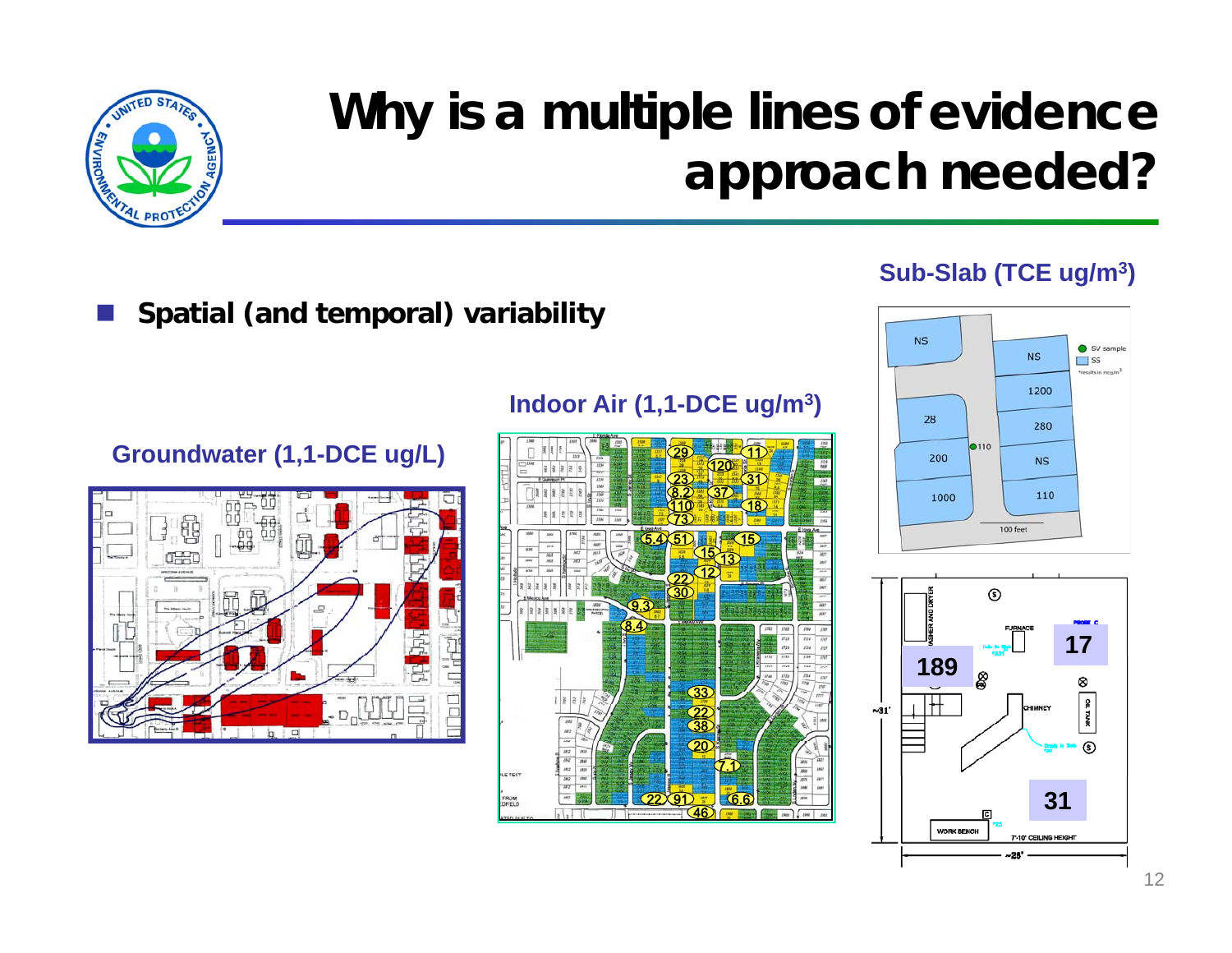# Why is a multiple lines of evidence approach needed?

- **Spatial (and temporal) variability**

**Groundwater (1,1-DCE ug/L)**

**Indoor Air (1,1-DCE ug/m$^3$)**

**Sub-Slab (TCE ug/m$^3$)**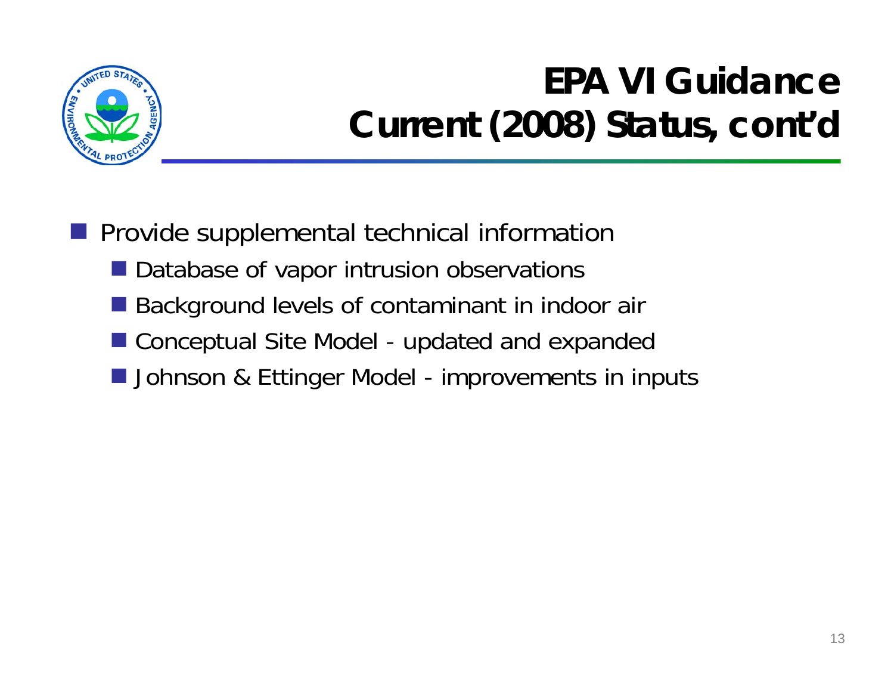# EPA VI Guidance Current (2008) Status, cont'd

- Provide supplemental technical information
  - Database of vapor intrusion observations
  - Background levels of contaminant in indoor air
  - Conceptual Site Model - updated and expanded
  - Johnson & Ettinger Model - improvements in inputs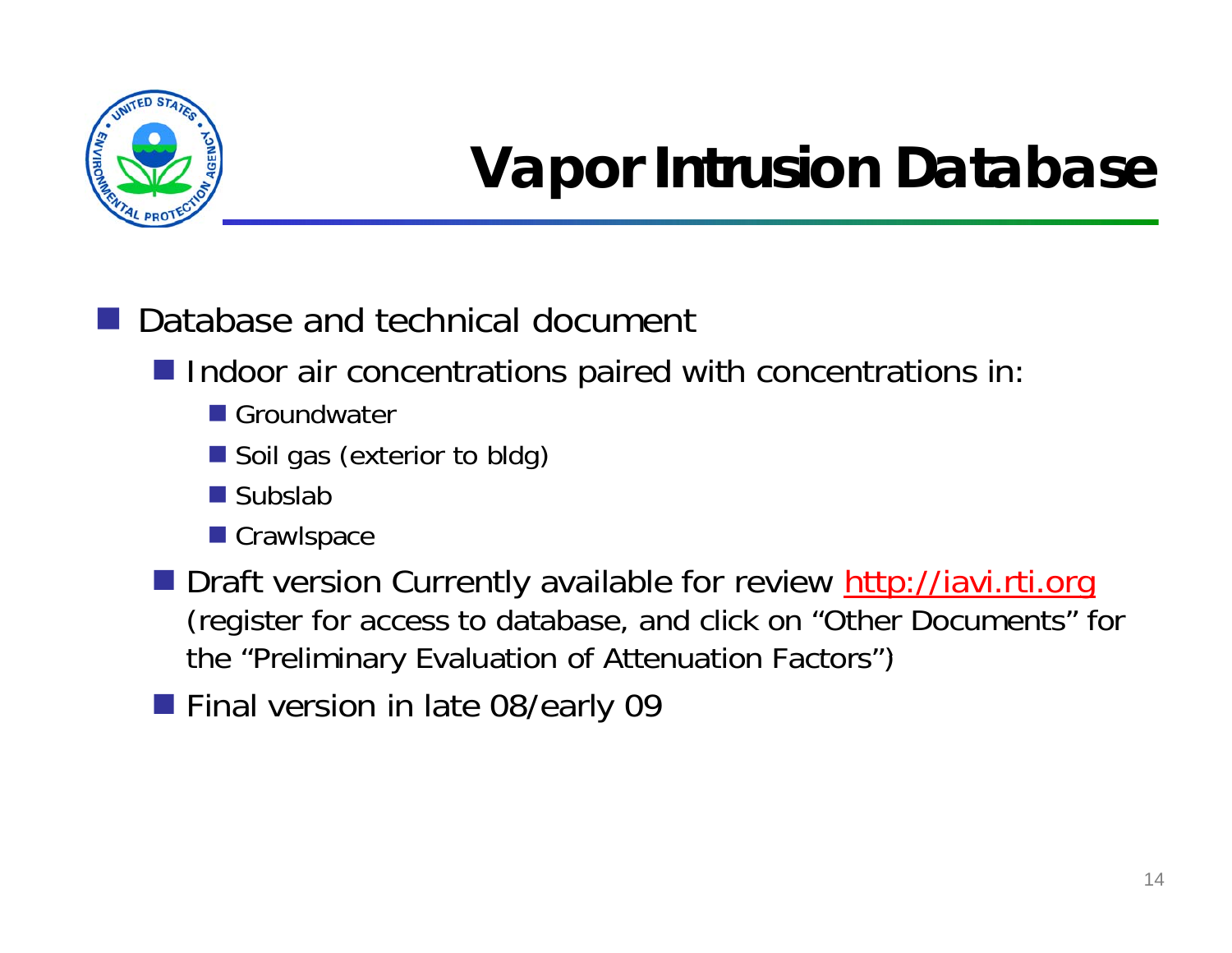# Vapor Intrusion Database

- Database and technical document
  - Indoor air concentrations paired with concentrations in:
    - Groundwater
    - Soil gas (exterior to bldg)
    - Subslab
    - Crawlspace
  - Draft version Currently available for review http://iavi.rti.org (register for access to database, and click on "Other Documents" for the "Preliminary Evaluation of Attenuation Factors")
  - Final version in late 08/early 09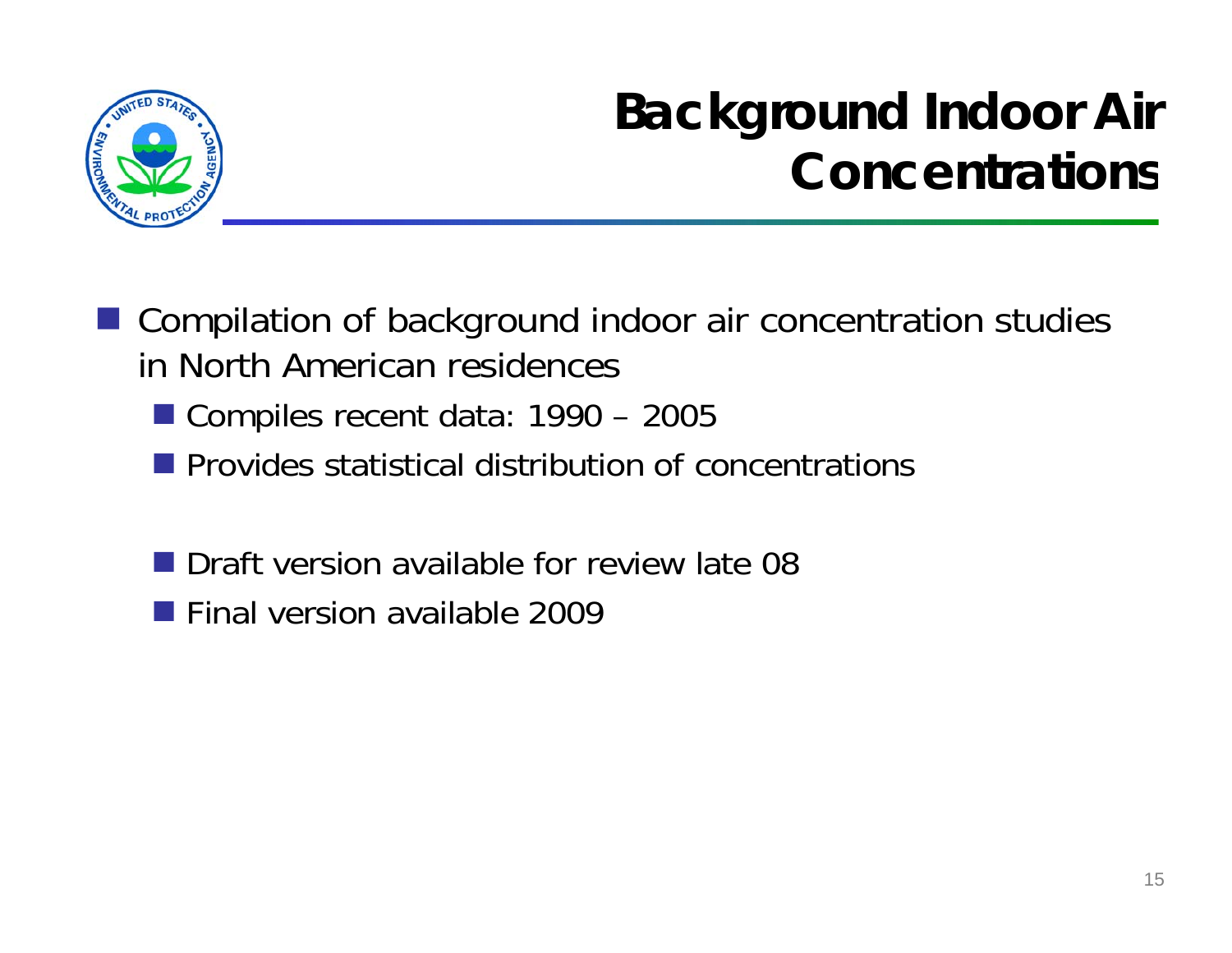# Background Indoor Air Concentrations

- Compilation of background indoor air concentration studies in North American residences
  - Compiles recent data: 1990 – 2005
  - Provides statistical distribution of concentrations

  - Draft version available for review late 08
  - Final version available 2009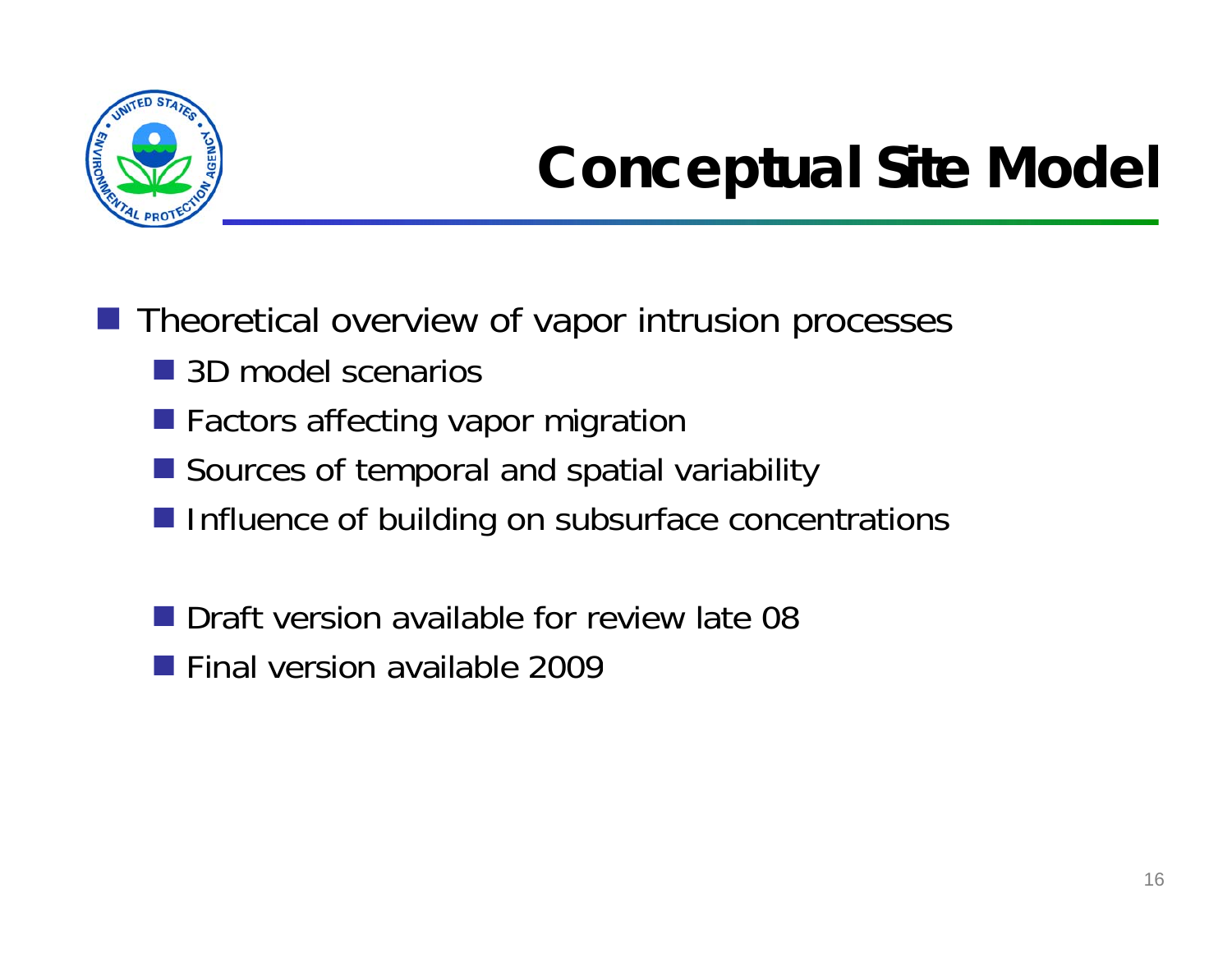# Conceptual Site Model

- Theoretical overview of vapor intrusion processes
  - 3D model scenarios
  - Factors affecting vapor migration
  - Sources of temporal and spatial variability
  - Influence of building on subsurface concentrations

  - Draft version available for review late 08
  - Final version available 2009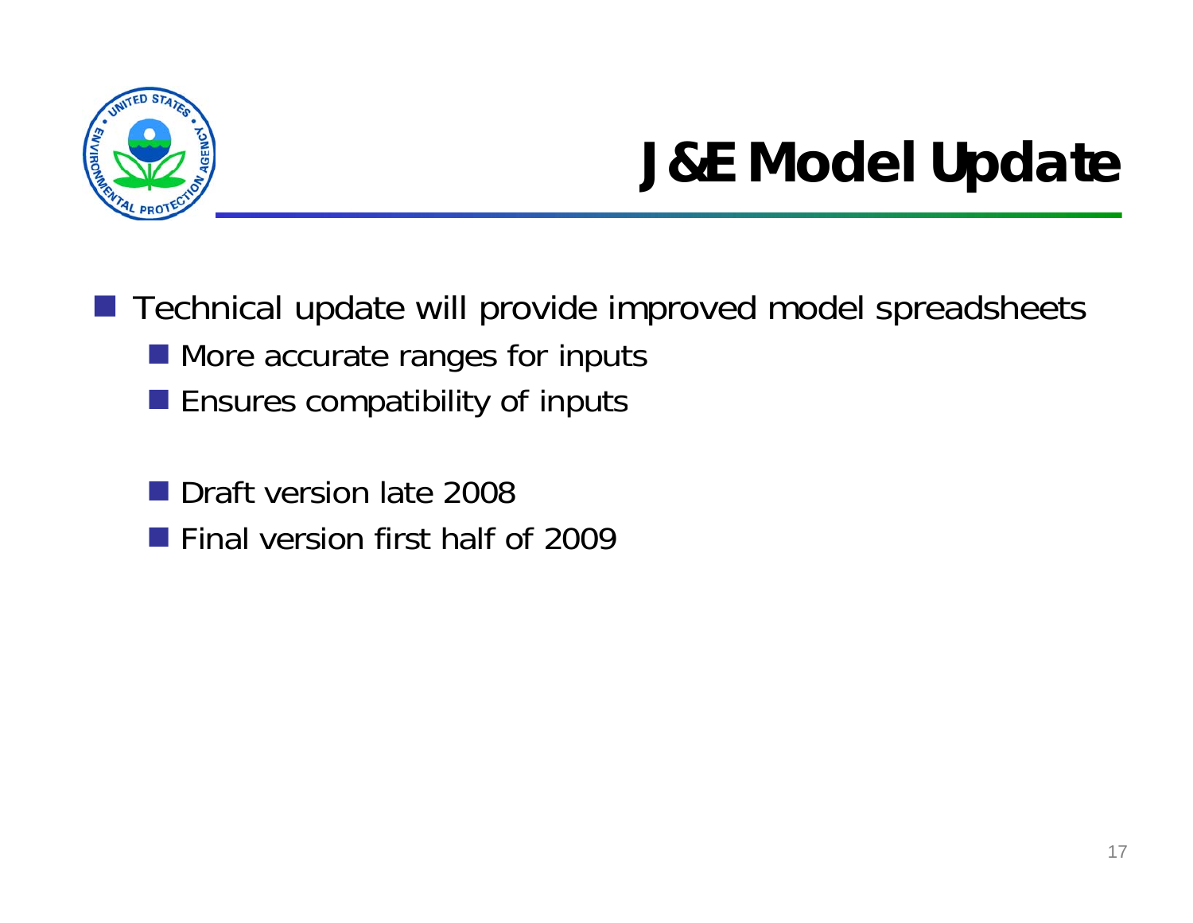# J&E Model Update

- Technical update will provide improved model spreadsheets
  - More accurate ranges for inputs
  - Ensures compatibility of inputs

  - Draft version late 2008
  - Final version first half of 2009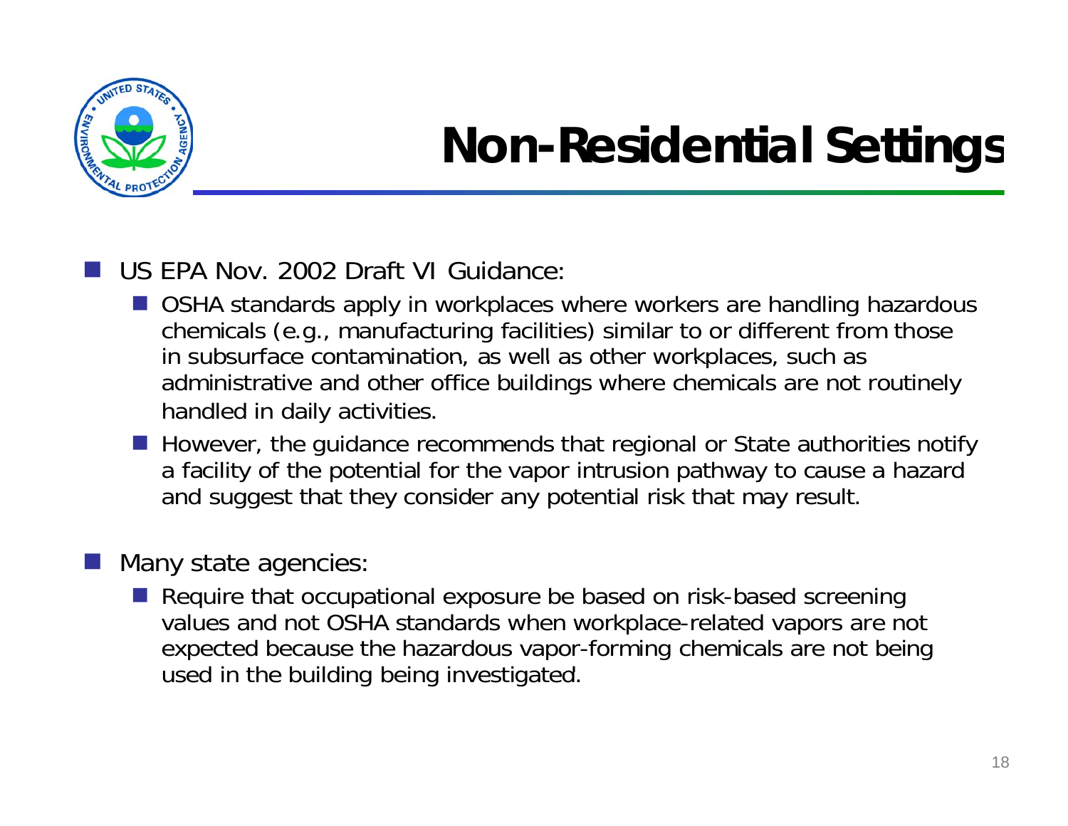# Non-Residential Settings

- US EPA Nov. 2002 Draft VI Guidance:
  - OSHA standards apply in workplaces where workers are handling hazardous chemicals (e.g., manufacturing facilities) similar to or different from those in subsurface contamination, as well as other workplaces, such as administrative and other office buildings where chemicals are not routinely handled in daily activities.
  - However, the guidance recommends that regional or State authorities notify a facility of the potential for the vapor intrusion pathway to cause a hazard and suggest that they consider any potential risk that may result.
- Many state agencies:
  - Require that occupational exposure be based on risk-based screening values and not OSHA standards when workplace-related vapors are not expected because the hazardous vapor-forming chemicals are not being used in the building being investigated.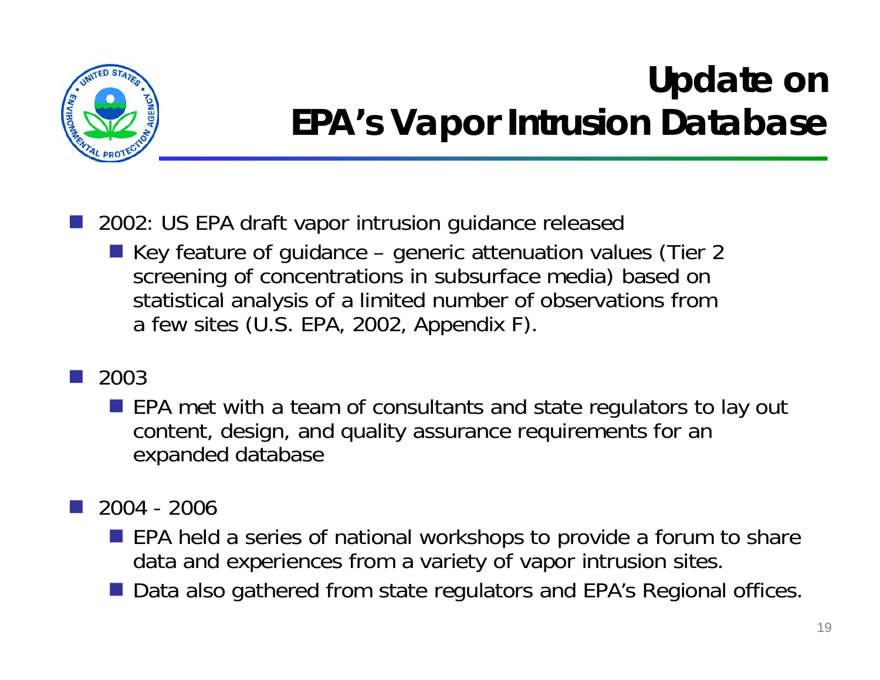# Update on EPA's Vapor Intrusion Database

- 2002: US EPA draft vapor intrusion guidance released
  - Key feature of guidance – generic attenuation values (Tier 2 screening of concentrations in subsurface media) based on statistical analysis of a limited number of observations from a few sites (U.S. EPA, 2002, Appendix F).
- 2003
  - EPA met with a team of consultants and state regulators to lay out content, design, and quality assurance requirements for an expanded database
- 2004 - 2006
  - EPA held a series of national workshops to provide a forum to share data and experiences from a variety of vapor intrusion sites.
  - Data also gathered from state regulators and EPA's Regional offices.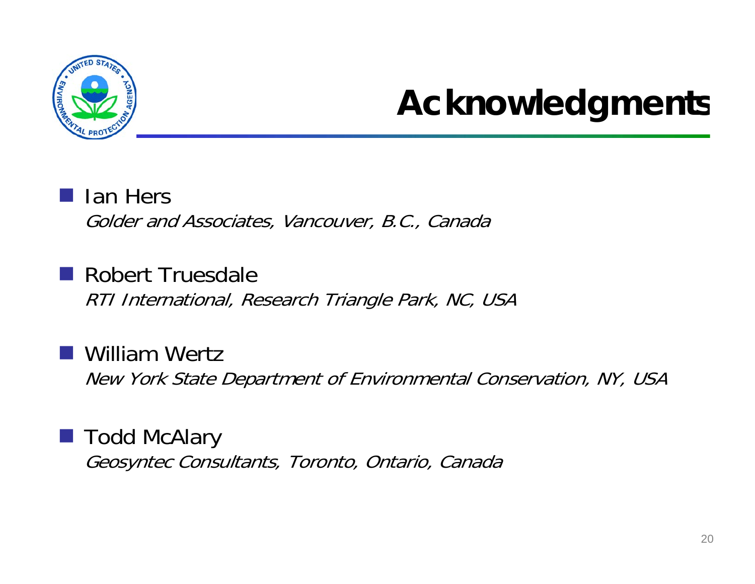# Acknowledgments

- Ian Hers
  *Golder and Associates, Vancouver, B.C., Canada*

- Robert Truesdale
  *RTI International, Research Triangle Park, NC, USA*

- William Wertz
  *New York State Department of Environmental Conservation, NY, USA*

- Todd McAlary
  *Geosyntec Consultants, Toronto, Ontario, Canada*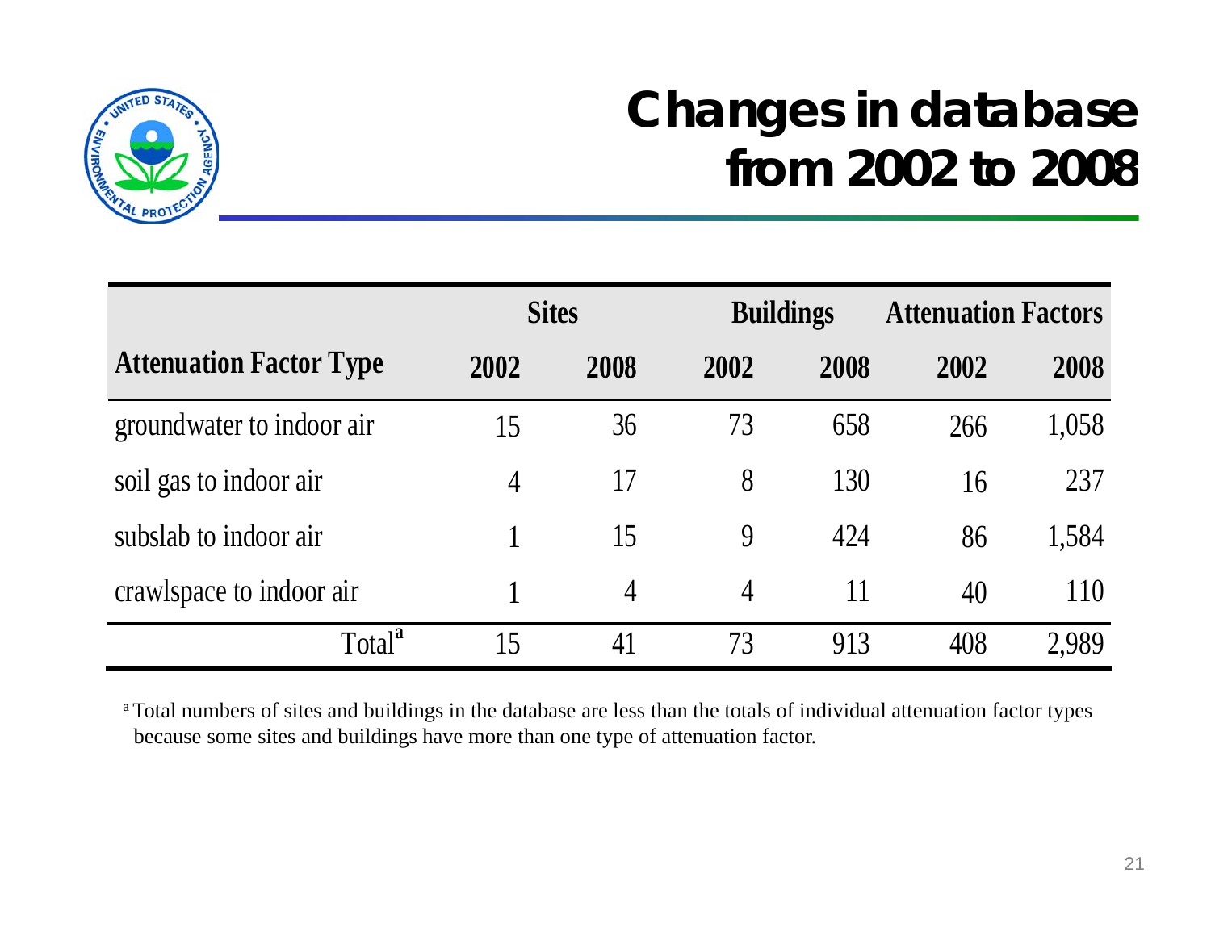# Changes in database from 2002 to 2008

| | Sites | | Buildings | | Attenuation Factors | |
|---|---|---|---|---|---|---|
| Attenuation Factor Type | 2002 | 2008 | 2002 | 2008 | 2002 | 2008 |
| groundwater to indoor air | 15 | 36 | 73 | 658 | 266 | 1,058 |
| soil gas to indoor air | 4 | 17 | 8 | 130 | 16 | 237 |
| subslab to indoor air | 1 | 15 | 9 | 424 | 86 | 1,584 |
| crawlspace to indoor air | 1 | 4 | 4 | 11 | 40 | 110 |
| Total[a] | 15 | 41 | 73 | 913 | 408 | 2,989 |

[a] Total numbers of sites and buildings in the database are less than the totals of individual attenuation factor types because some sites and buildings have more than one type of attenuation factor.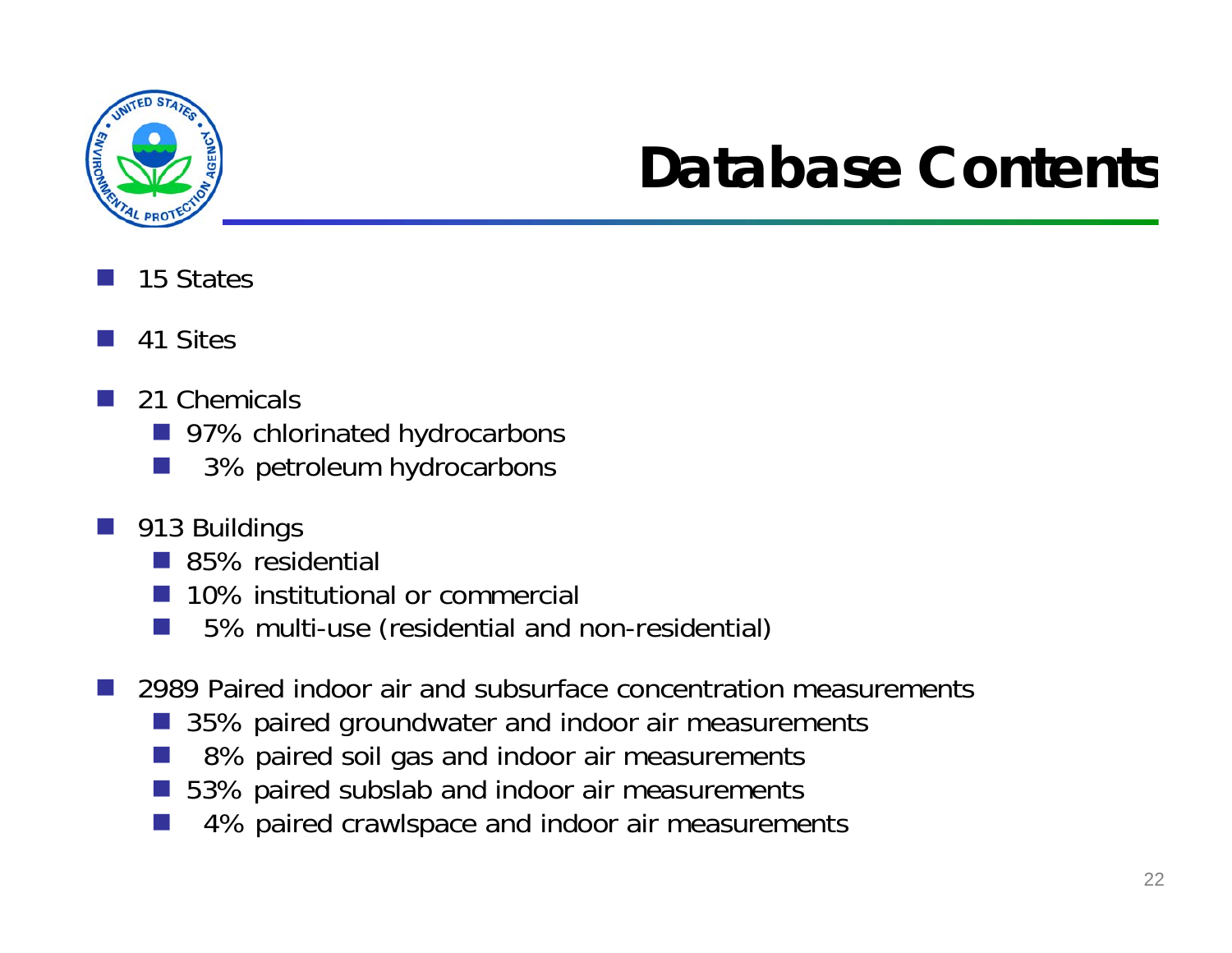# Database Contents

- 15 States
- 41 Sites
- 21 Chemicals
  - 97% chlorinated hydrocarbons
  - 3% petroleum hydrocarbons
- 913 Buildings
  - 85% residential
  - 10% institutional or commercial
  - 5% multi-use (residential and non-residential)
- 2989 Paired indoor air and subsurface concentration measurements
  - 35% paired groundwater and indoor air measurements
  - 8% paired soil gas and indoor air measurements
  - 53% paired subslab and indoor air measurements
  - 4% paired crawlspace and indoor air measurements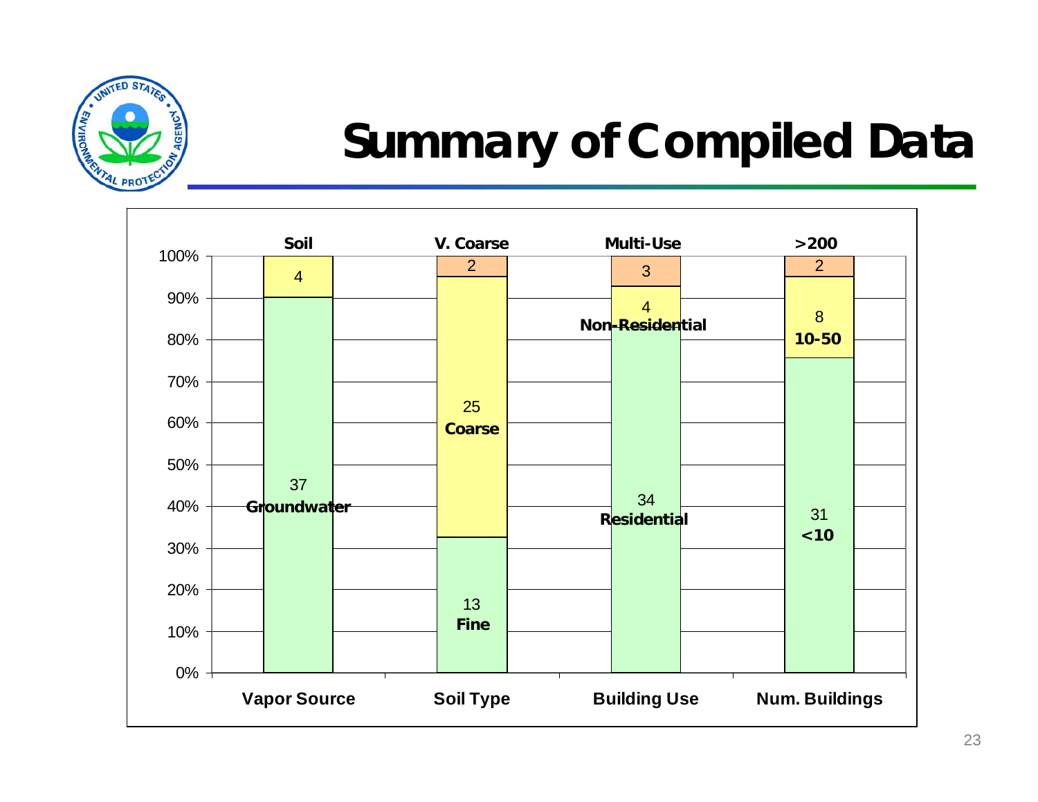# Summary of Compiled Data

| | Vapor Source | Soil Type | Building Use | Num. Buildings |
|---|---|---|---|---|
| Top category | Soil: — | V. Coarse: 2 | Multi-Use: 3 | >200: 2 |
| Middle category | Soil: 4 | Coarse: 25 | Non-Residential: 4 | 10-50: 8 |
| Bottom category | Groundwater: 37 | Fine: 13 | Residential: 34 | <10: 31 |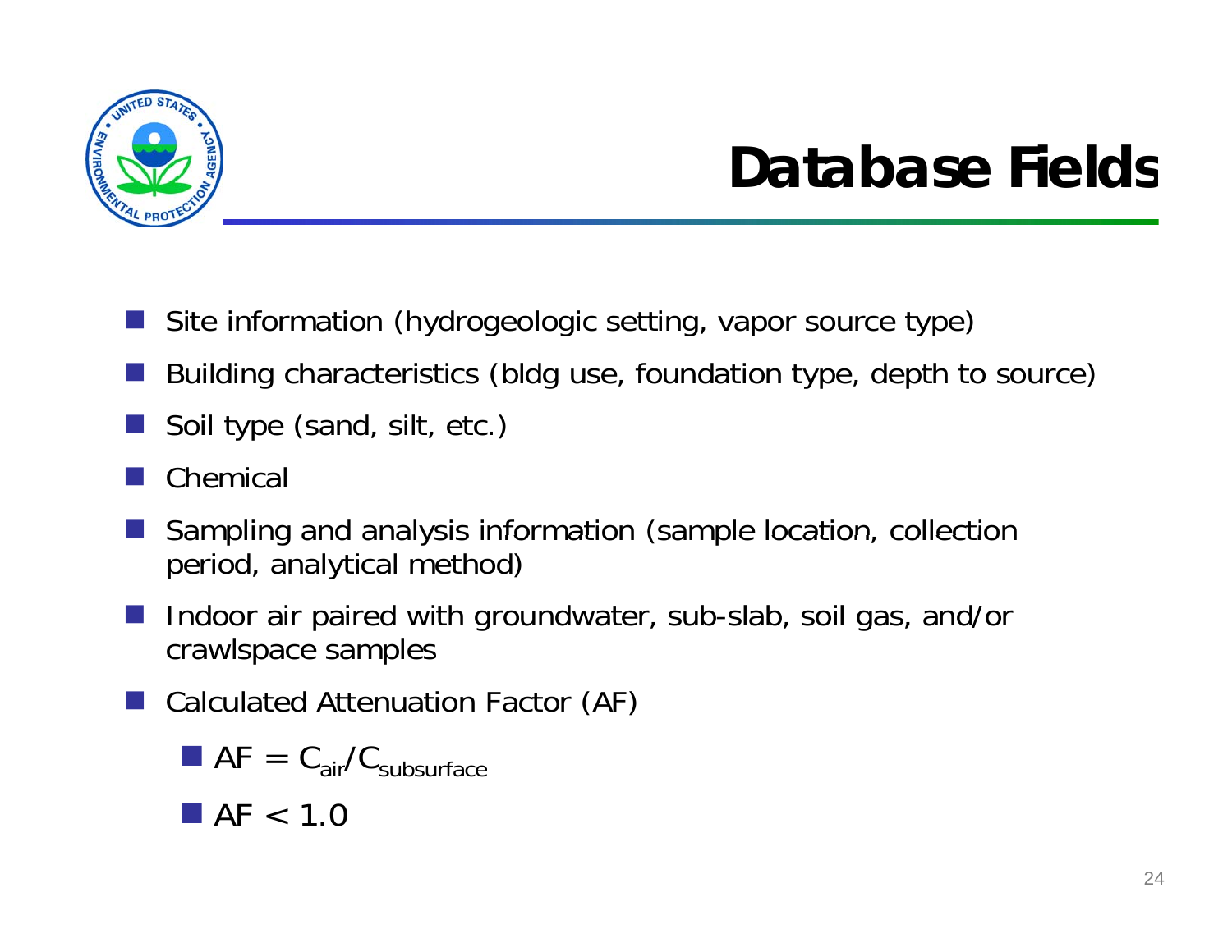# Database Fields

- Site information (hydrogeologic setting, vapor source type)
- Building characteristics (bldg use, foundation type, depth to source)
- Soil type (sand, silt, etc.)
- Chemical
- Sampling and analysis information (sample location, collection period, analytical method)
- Indoor air paired with groundwater, sub-slab, soil gas, and/or crawlspace samples
- Calculated Attenuation Factor (AF)
  - $AF = C_{air}/C_{subsurface}$
  - $AF < 1.0$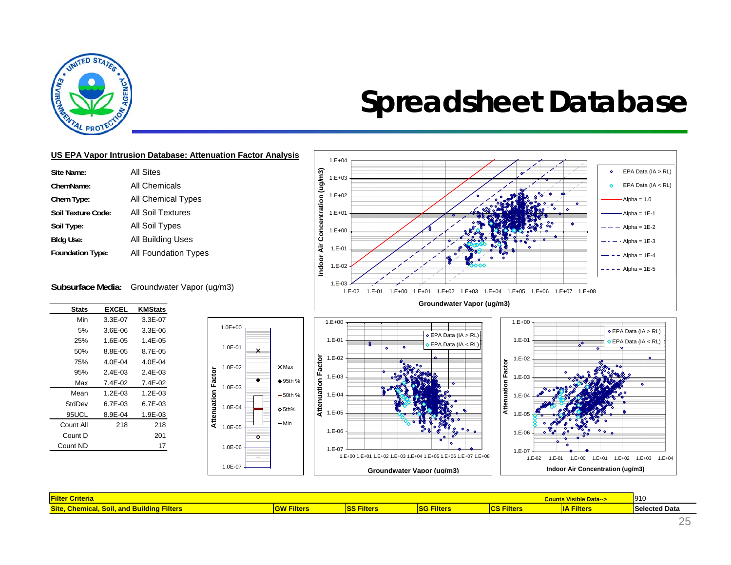# Spreadsheet Database

**US EPA Vapor Intrusion Database: Attenuation Factor Analysis**

| | |
|---|---|
| **Site Name:** | All Sites |
| **ChemName:** | All Chemicals |
| **Chem Type:** | All Chemical Types |
| **Soil Texture Code:** | All Soil Textures |
| **Soil Type:** | All Soil Types |
| **Bldg Use:** | All Building Uses |
| **Foundation Type:** | All Foundation Types |

**Subsurface Media:** Groundwater Vapor (ug/m3)

| Stats | EXCEL | KMStats |
|---|---|---|
| Min | 3.3E-07 | 3.3E-07 |
| 5% | 3.6E-06 | 3.3E-06 |
| 25% | 1.6E-05 | 1.4E-05 |
| 50% | 8.8E-05 | 8.7E-05 |
| 75% | 4.0E-04 | 4.0E-04 |
| 95% | 2.4E-03 | 2.4E-03 |
| Max | 7.4E-02 | 7.4E-02 |
| Mean | 1.2E-03 | 1.2E-03 |
| StdDev | 6.7E-03 | 6.7E-03 |
| 95UCL | 8.9E-04 | 1.9E-03 |
| Count All | 218 | 218 |
| Count D | | 201 |
| Count ND | | 17 |

| **Filter Criteria** | | | | | **Counts Visible Data-->** | 910 |
|---|---|---|---|---|---|---|
| **Site, Chemical, Soil, and Building Filters** | **GW Filters** | **SS Filters** | **SG Filters** | **CS Filters** | **IA Filters** | **Selected Data** |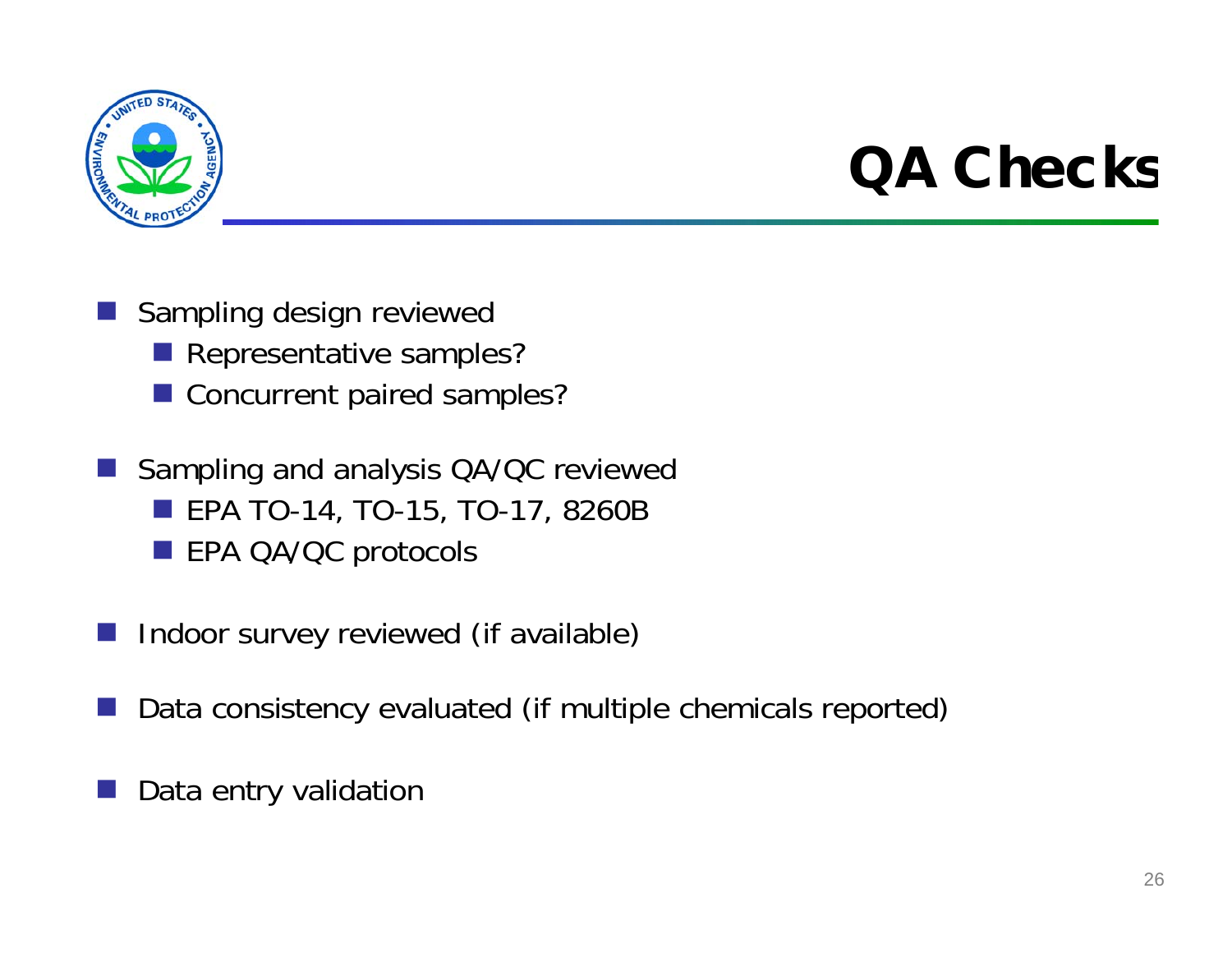# QA Checks

- Sampling design reviewed
  - Representative samples?
  - Concurrent paired samples?
- Sampling and analysis QA/QC reviewed
  - EPA TO-14, TO-15, TO-17, 8260B
  - EPA QA/QC protocols
- Indoor survey reviewed (if available)
- Data consistency evaluated (if multiple chemicals reported)
- Data entry validation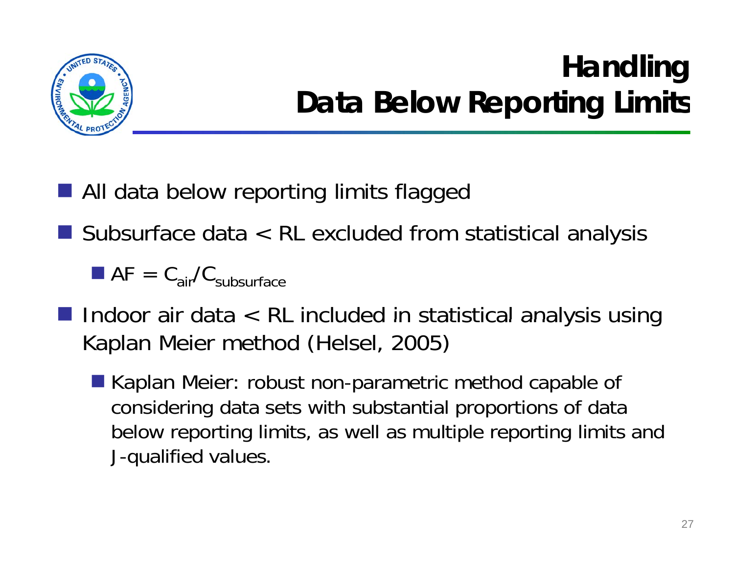# Handling Data Below Reporting Limits

- All data below reporting limits flagged
- Subsurface data < RL excluded from statistical analysis
  - $AF = C_{air}/C_{subsurface}$
- Indoor air data < RL included in statistical analysis using Kaplan Meier method (Helsel, 2005)
  - Kaplan Meier: robust non-parametric method capable of considering data sets with substantial proportions of data below reporting limits, as well as multiple reporting limits and J-qualified values.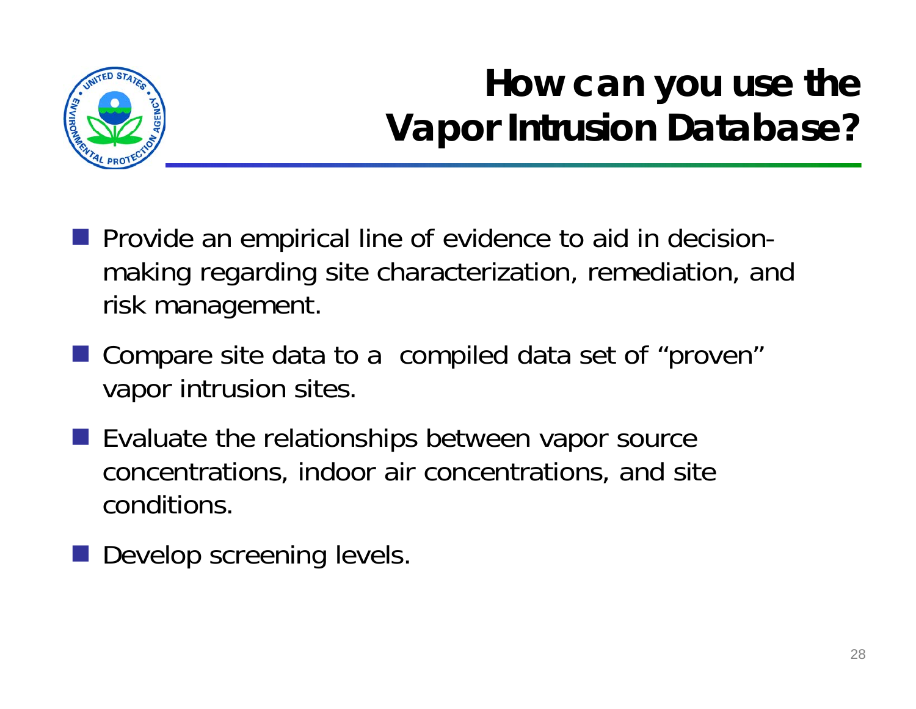# How can you use the Vapor Intrusion Database?

- Provide an empirical line of evidence to aid in decision-making regarding site characterization, remediation, and risk management.
- Compare site data to a compiled data set of "proven" vapor intrusion sites.
- Evaluate the relationships between vapor source concentrations, indoor air concentrations, and site conditions.
- Develop screening levels.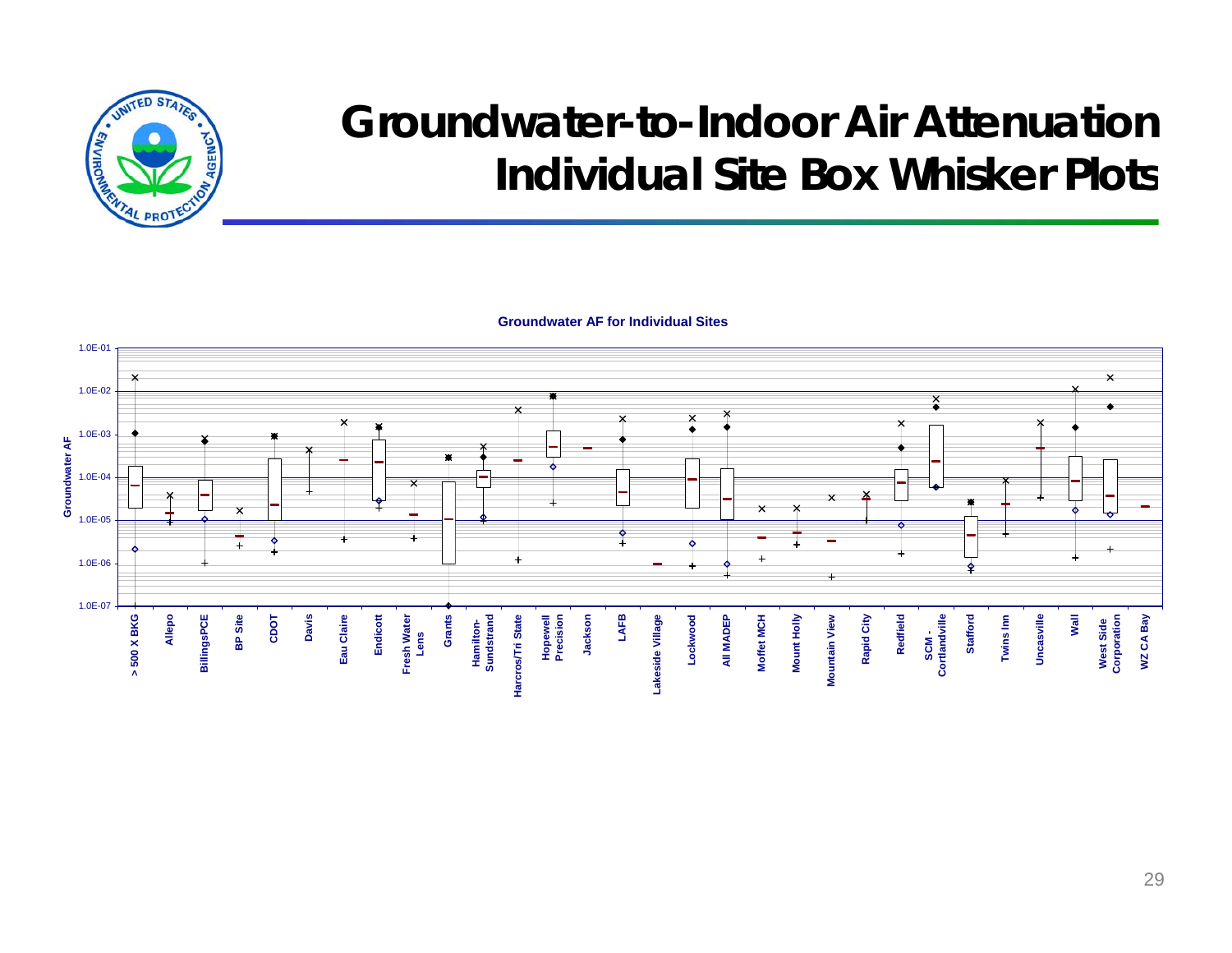# Groundwater-to-Indoor Air Attenuation Individual Site Box Whisker Plots

**Groundwater AF for Individual Sites**

Groundwater AF

1.0E-01
1.0E-02
1.0E-03
1.0E-04
1.0E-05
1.0E-06
1.0E-07

> 500 X BKG | Allepo | BillingsPCE | BP Site | CDOT | Davis | Eau Claire | Endicott | Fresh Water Lens | Grants | Hamilton-Sundstrand | Harcros/Tri State | Hopewell Precision | Jackson | LAFB | Lakeside Village | Lockwood | All MADEP | Moffet MCH | Mount Holly | Mountain View | Rapid City | Redfield | SCM - Cortlandville | Stafford | Twins Inn | Uncasville | Wall | West Side Corporation | WZ CA Bay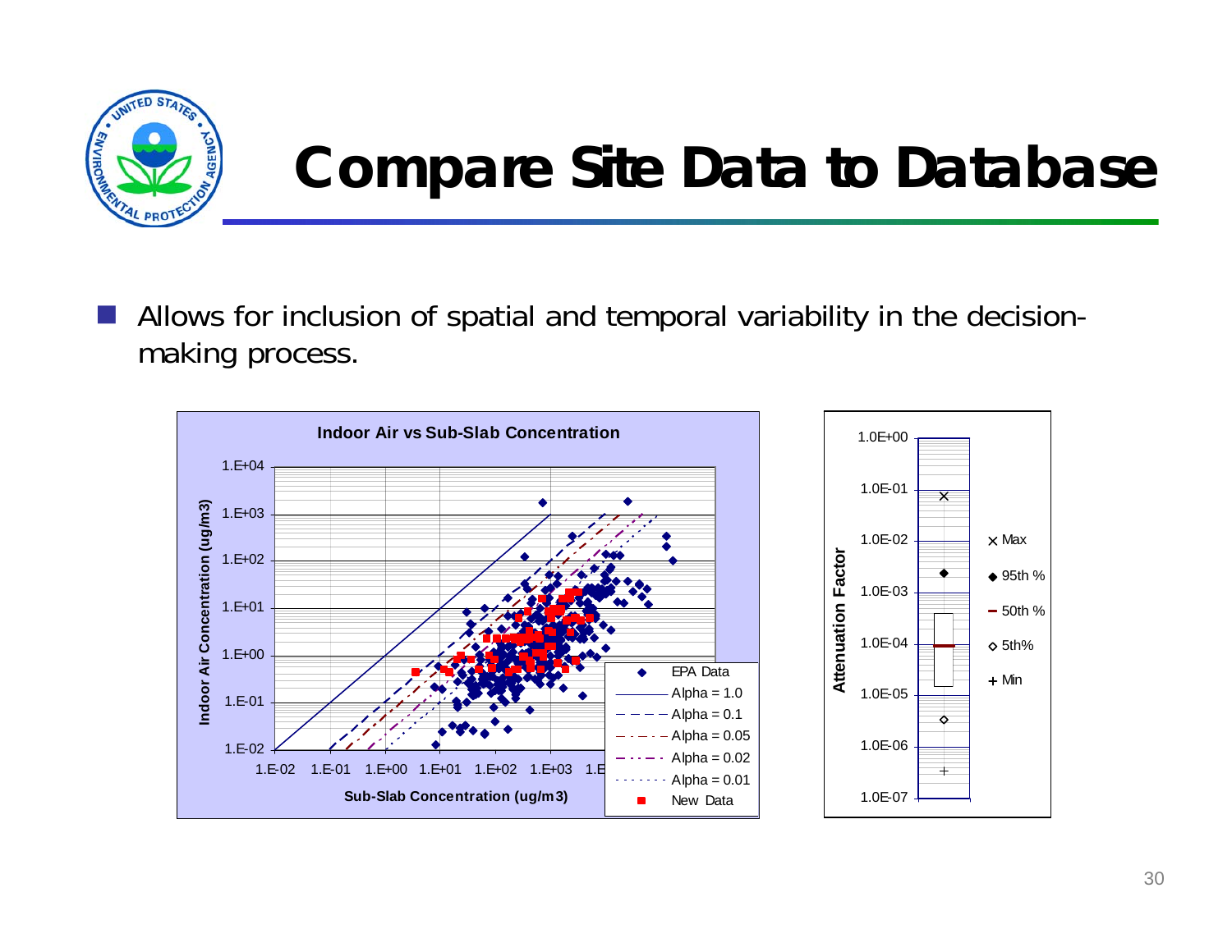# Compare Site Data to Database

- Allows for inclusion of spatial and temporal variability in the decision-making process.

**Indoor Air vs Sub-Slab Concentration**

Indoor Air Concentration (ug/m3)

Sub-Slab Concentration (ug/m3)

EPA Data
Alpha = 1.0
Alpha = 0.1
Alpha = 0.05
Alpha = 0.02
Alpha = 0.01
New Data

Attenuation Factor

× Max
◆ 95th %
– 50th %
◇ 5th%
+ Min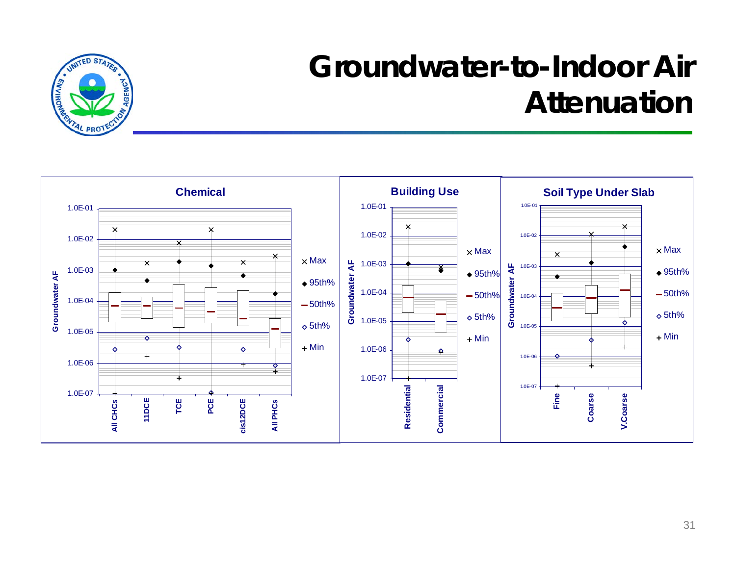# Groundwater-to-Indoor Air Attenuation

**Chemical**

Groundwater AF

1.0E-01, 1.0E-02, 1.0E-03, 1.0E-04, 1.0E-05, 1.0E-06, 1.0E-07

All CHCs, 11DCE, TCE, PCE, cis12DCE, All PHCs

× Max, ◆ 95th%, — 50th%, ◇ 5th%, + Min

**Building Use**

Groundwater AF

1.0E-01, 1.0E-02, 1.0E-03, 1.0E-04, 1.0E-05, 1.0E-06, 1.0E-07

Residential, Commercial

× Max, ◆ 95th%, — 50th%, ◇ 5th%, + Min

**Soil Type Under Slab**

Groundwater AF

1.0E-01, 1.0E-02, 1.0E-03, 1.0E-04, 1.0E-05, 1.0E-06, 1.0E-07

Fine, Coarse, V.Coarse

× Max, ◆ 95th%, — 50th%, ◇ 5th%, + Min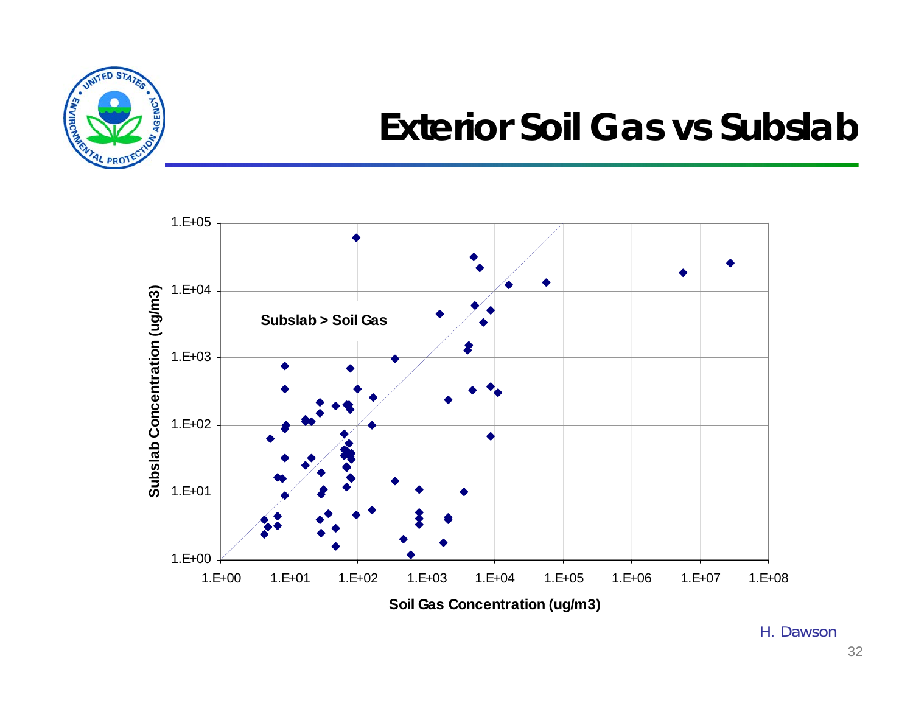# Exterior Soil Gas vs Subslab

Subslab > Soil Gas

Subslab Concentration (ug/m3)

1.E+00, 1.E+01, 1.E+02, 1.E+03, 1.E+04, 1.E+05

Soil Gas Concentration (ug/m3)

1.E+00, 1.E+01, 1.E+02, 1.E+03, 1.E+04, 1.E+05, 1.E+06, 1.E+07, 1.E+08

H. Dawson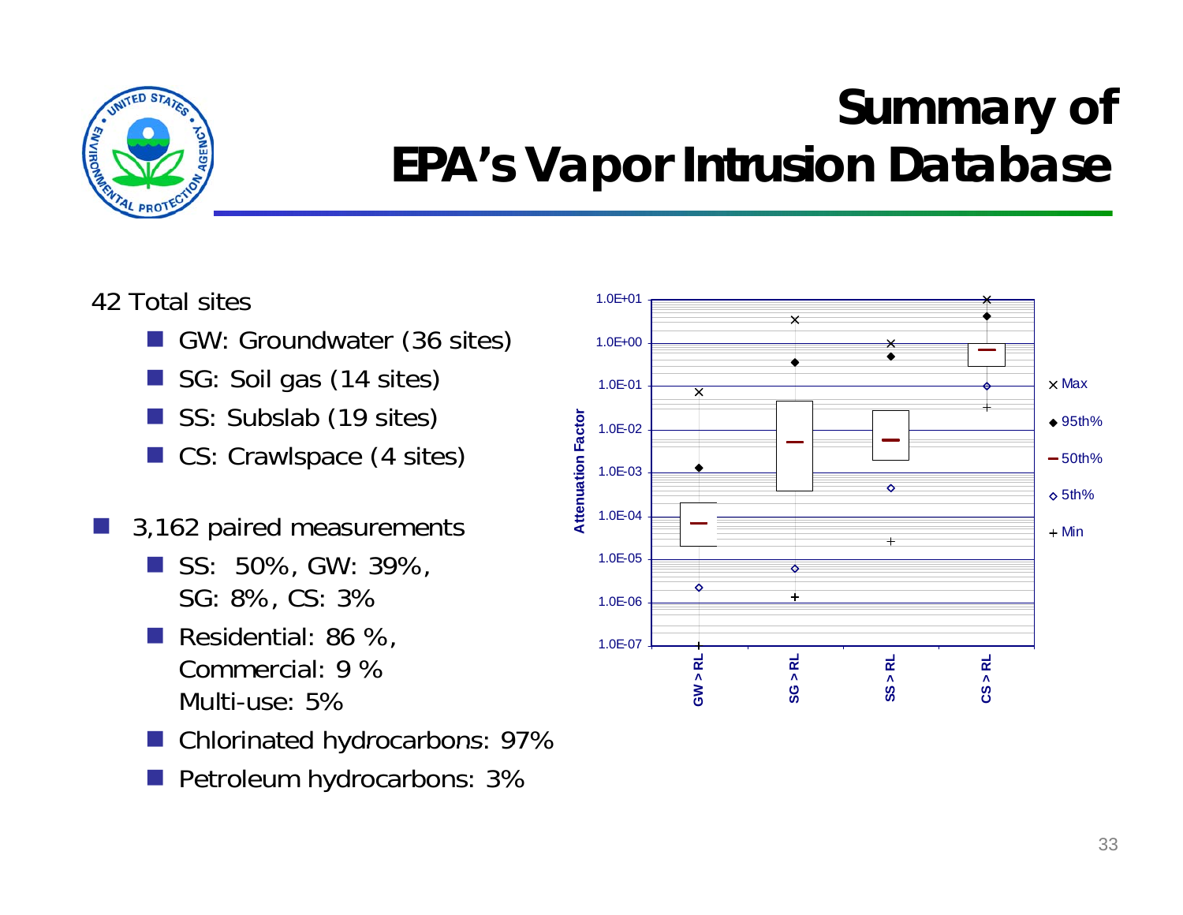# Summary of EPA's Vapor Intrusion Database

42 Total sites

- GW: Groundwater (36 sites)
- SG: Soil gas (14 sites)
- SS: Subslab (19 sites)
- CS: Crawlspace (4 sites)

- 3,162 paired measurements
  - SS: 50%, GW: 39%, SG: 8%, CS: 3%
  - Residential: 86 %, Commercial: 9 % Multi-use: 5%
  - Chlorinated hydrocarbons: 97%
  - Petroleum hydrocarbons: 3%

Attenuation Factor

1.0E+01
1.0E+00
1.0E-01
1.0E-02
1.0E-03
1.0E-04
1.0E-05
1.0E-06
1.0E-07

GW > RL
SG > RL
SS > RL
CS > RL

× Max
◆ 95th%
– 50th%
◇ 5th%
+ Min